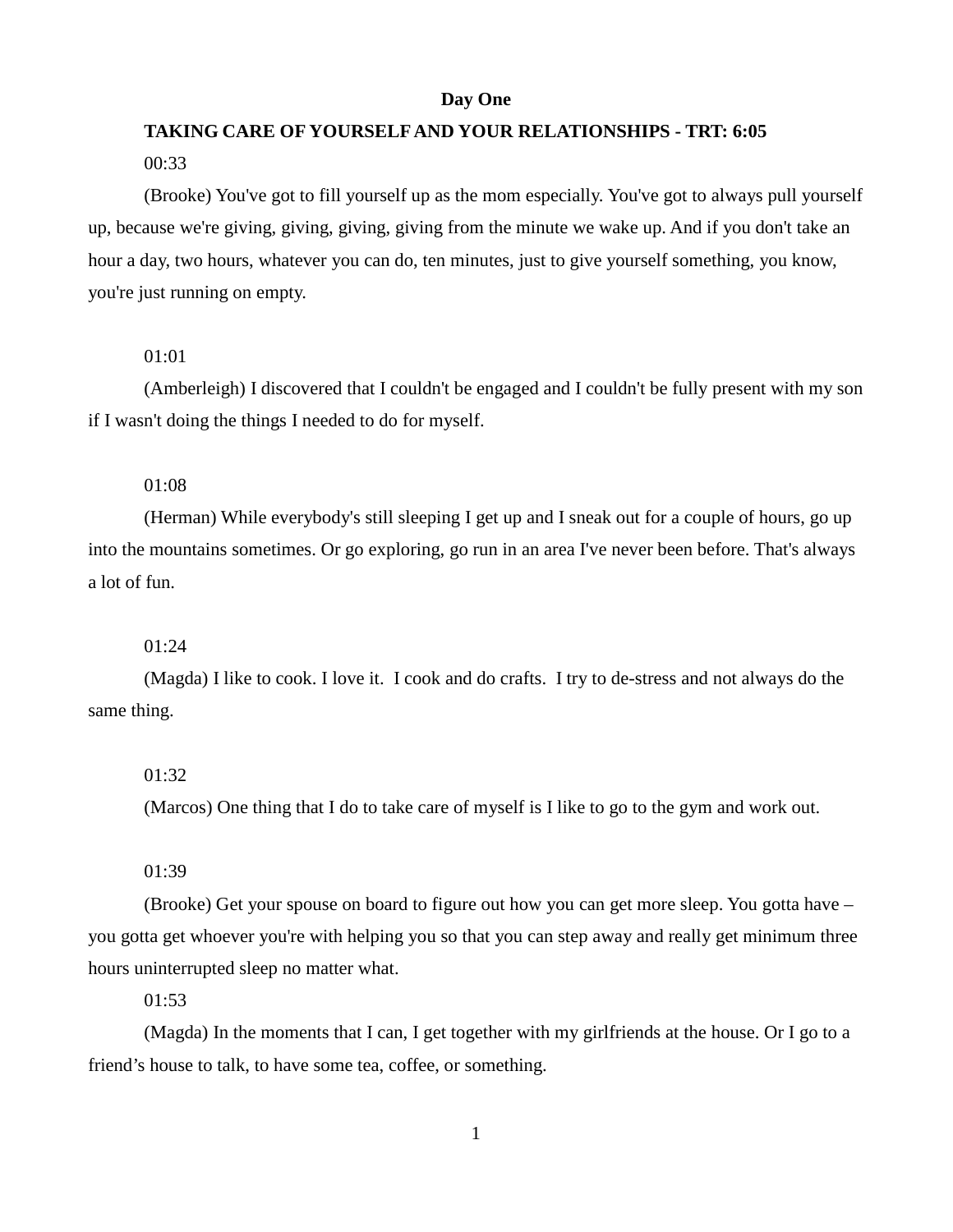# Day One

## TAKING CARE OF YOURSELF AND YOUR RELATIONSHIPS - TRT: 6:05

00:33

(Brooke) You've got to fill yourself up as the mom especially. You've got to always pull yourself up, because we're giving, giving, giving, giving from the minute we wake up. And if you don't take an hour a day, two hours, whatever you can do, ten minutes, just to give yourself something, you know, you're just running on empty.

01:01

(Amberleigh) I discovered that I couldn't be engaged and I couldn't be fully present with my son if I wasn't doing the things I needed to do for myself.

01:08

(Herman) While everybody's still sleeping I get up and I sneak out for a couple of hours, go up into the mountains sometimes. Or go exploring, go run in an area I've never been before. That's always a lot of fun.

01:24

(Magda) I like to cook. I love it. I cook and do crafts. I try to de-stress and not always do the same thing.

01:32

(Marcos) One thing that I do to take care of myself is I like to go to the gym and work out.

01:39

(Brooke) Get your spouse on board to figure out how you can get more sleep. You gotta have – you gotta get whoever you're with helping you so that you can step away and really get minimum three hours uninterrupted sleep no matter what.

01:53

(Magda) In the moments that I can, I get together with my girlfriends at the house. Or I go to a friend's house to talk, to have some tea, coffee, or something.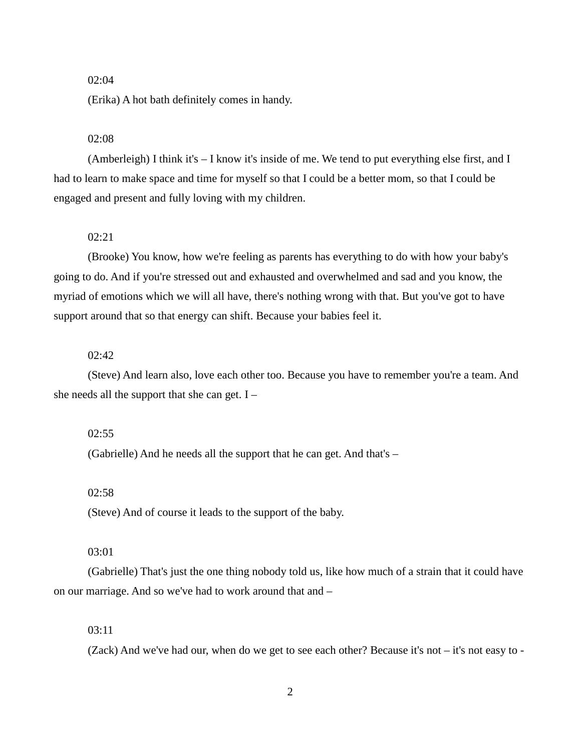02:04

(Erika) A hot bath definitely comes in handy.

02:08

(Amberleigh) I think it's – I know it's inside of me. We tend to put everything else first, and I had to learn to make space and time for myself so that I could be a better mom, so that I could be engaged and present and fully loving with my children.

02:21

(Brooke) You know, how we're feeling as parents has everything to do with how your baby's going to do. And if you're stressed out and exhausted and overwhelmed and sad and you know, the myriad of emotions which we will all have, there's nothing wrong with that. But you've got to have support around that so that energy can shift. Because your babies feel it.

02:42

(Steve) And learn also, love each other too. Because you have to remember you're a team. And she needs all the support that she can get. I –

02:55

(Gabrielle) And he needs all the support that he can get. And that's –

02:58

(Steve) And of course it leads to the support of the baby.

03:01

(Gabrielle) That's just the one thing nobody told us, like how much of a strain that it could have on our marriage. And so we've had to work around that and –

03:11

(Zack) And we've had our, when do we get to see each other? Because it's not – it's not easy to -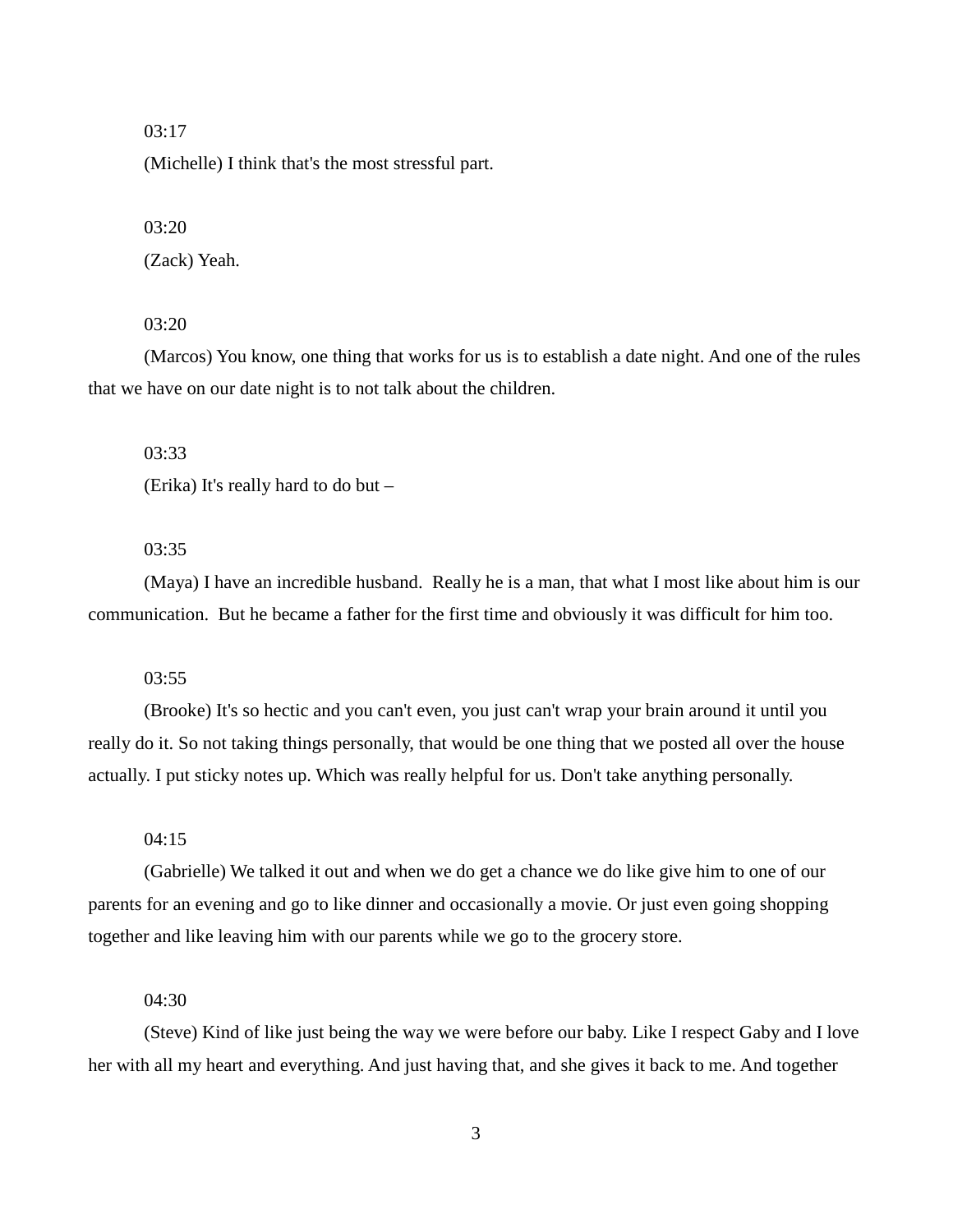03:17

(Michelle) I think that's the most stressful part.

03:20

(Zack) Yeah.

03:20

(Marcos) You know, one thing that works for us is to establish a date night. And one of the rules that we have on our date night is to not talk about the children.

03:33

(Erika) It's really hard to do but –

03:35

(Maya) I have an incredible husband. Really he is a man, that what I most like about him is our communication. But he became a father for the first time and obviously it was difficult for him too.

03:55

(Brooke) It's so hectic and you can't even, you just can't wrap your brain around it until you really do it. So not taking things personally, that would be one thing that we posted all over the house actually. I put sticky notes up. Which was really helpful for us. Don't take anything personally.

04:15

(Gabrielle) We talked it out and when we do get a chance we do like give him to one of our parents for an evening and go to like dinner and occasionally a movie. Or just even going shopping together and like leaving him with our parents while we go to the grocery store.

04:30

(Steve) Kind of like just being the way we were before our baby. Like I respect Gaby and I love her with all my heart and everything. And just having that, and she gives it back to me. And together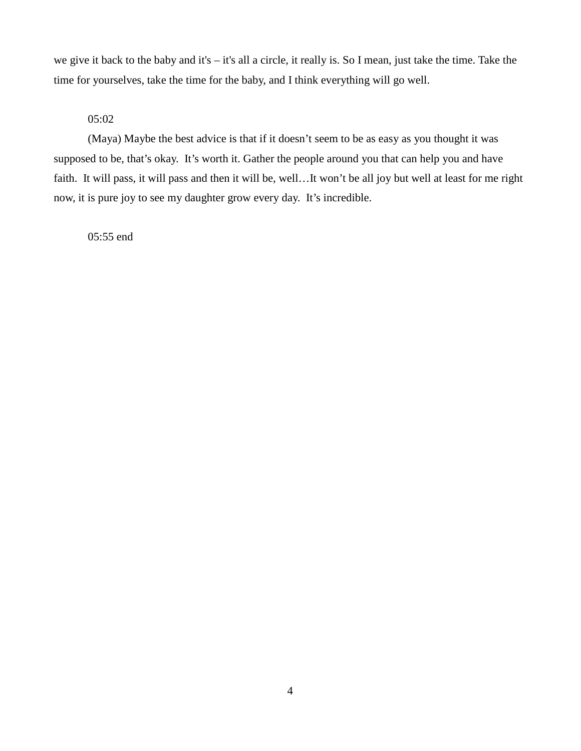we give it back to the baby and it's – it's all a circle, it really is. So I mean, just take the time. Take the time for yourselves, take the time for the baby, and I think everything will go well.

05:02

(Maya) Maybe the best advice is that if it doesn't seem to be as easy as you thought it was supposed to be, that's okay. It's worth it. Gather the people around you that can help you and have faith. It will pass, it will pass and then it will be, well…It won't be all joy but well at least for me right now, it is pure joy to see my daughter grow every day. It's incredible.

05:55 end